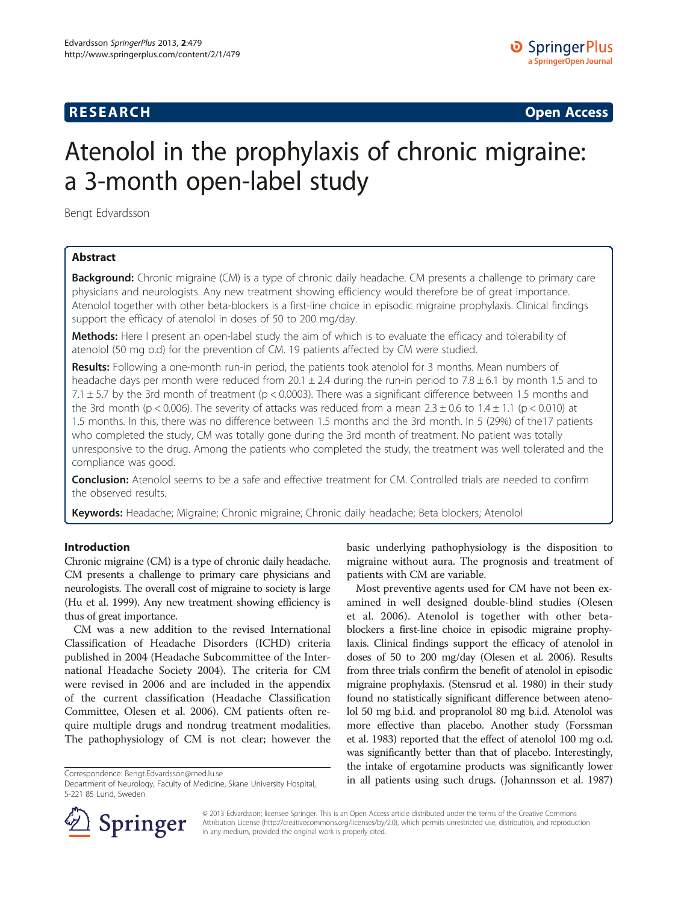## RESEARCH Open Access

# Atenolol in the prophylaxis of chronic migraine: a 3-month open-label study

Bengt Edvardsson

## Abstract

**Background:** Chronic migraine (CM) is a type of chronic daily headache. CM presents a challenge to primary care physicians and neurologists. Any new treatment showing efficiency would therefore be of great importance. Atenolol together with other beta-blockers is a first-line choice in episodic migraine prophylaxis. Clinical findings support the efficacy of atenolol in doses of 50 to 200 mg/day.

**Methods:** Here I present an open-label study the aim of which is to evaluate the efficacy and tolerability of atenolol (50 mg o.d) for the prevention of CM. 19 patients affected by CM were studied.

**Results:** Following a one-month run-in period, the patients took atenolol for 3 months. Mean numbers of headache days per month were reduced from 20.1 ± 2.4 during the run-in period to 7.8 ± 6.1 by month 1.5 and to 7.1 ± 5.7 by the 3rd month of treatment ($p < 0.0003$). There was a significant difference between 1.5 months and the 3rd month ($p < 0.006$). The severity of attacks was reduced from a mean 2.3 ± 0.6 to 1.4 ± 1.1 ($p < 0.010$) at 1.5 months. In this, there was no difference between 1.5 months and the 3rd month. In 5 (29%) of the17 patients who completed the study, CM was totally gone during the 3rd month of treatment. No patient was totally unresponsive to the drug. Among the patients who completed the study, the treatment was well tolerated and the compliance was good.

**Conclusion:** Atenolol seems to be a safe and effective treatment for CM. Controlled trials are needed to confirm the observed results.

**Keywords:** Headache; Migraine; Chronic migraine; Chronic daily headache; Beta blockers; Atenolol

## Introduction

Chronic migraine (CM) is a type of chronic daily headache. CM presents a challenge to primary care physicians and neurologists. The overall cost of migraine to society is large (Hu et al. 1999). Any new treatment showing efficiency is thus of great importance.

CM was a new addition to the revised International Classification of Headache Disorders (ICHD) criteria published in 2004 (Headache Subcommittee of the International Headache Society 2004). The criteria for CM were revised in 2006 and are included in the appendix of the current classification (Headache Classification Committee, Olesen et al. 2006). CM patients often require multiple drugs and nondrug treatment modalities. The pathophysiology of CM is not clear; however the basic underlying pathophysiology is the disposition to migraine without aura. The prognosis and treatment of patients with CM are variable.

Most preventive agents used for CM have not been examined in well designed double-blind studies (Olesen et al. 2006). Atenolol is together with other beta-blockers a first-line choice in episodic migraine prophylaxis. Clinical findings support the efficacy of atenolol in doses of 50 to 200 mg/day (Olesen et al. 2006). Results from three trials confirm the benefit of atenolol in episodic migraine prophylaxis. (Stensrud et al. 1980) in their study found no statistically significant difference between atenolol 50 mg b.i.d. and propranolol 80 mg b.i.d. Atenolol was more effective than placebo. Another study (Forssman et al. 1983) reported that the effect of atenolol 100 mg o.d. was significantly better than that of placebo. Interestingly, the intake of ergotamine products was significantly lower in all patients using such drugs. (Johannsson et al. 1987)

Correspondence: Bengt.Edvardsson@med.lu.se
Department of Neurology, Faculty of Medicine, Skane University Hospital, S-221 85 Lund, Sweden

© 2013 Edvardsson; licensee Springer. This is an Open Access article distributed under the terms of the Creative Commons Attribution License (http://creativecommons.org/licenses/by/2.0), which permits unrestricted use, distribution, and reproduction in any medium, provided the original work is properly cited.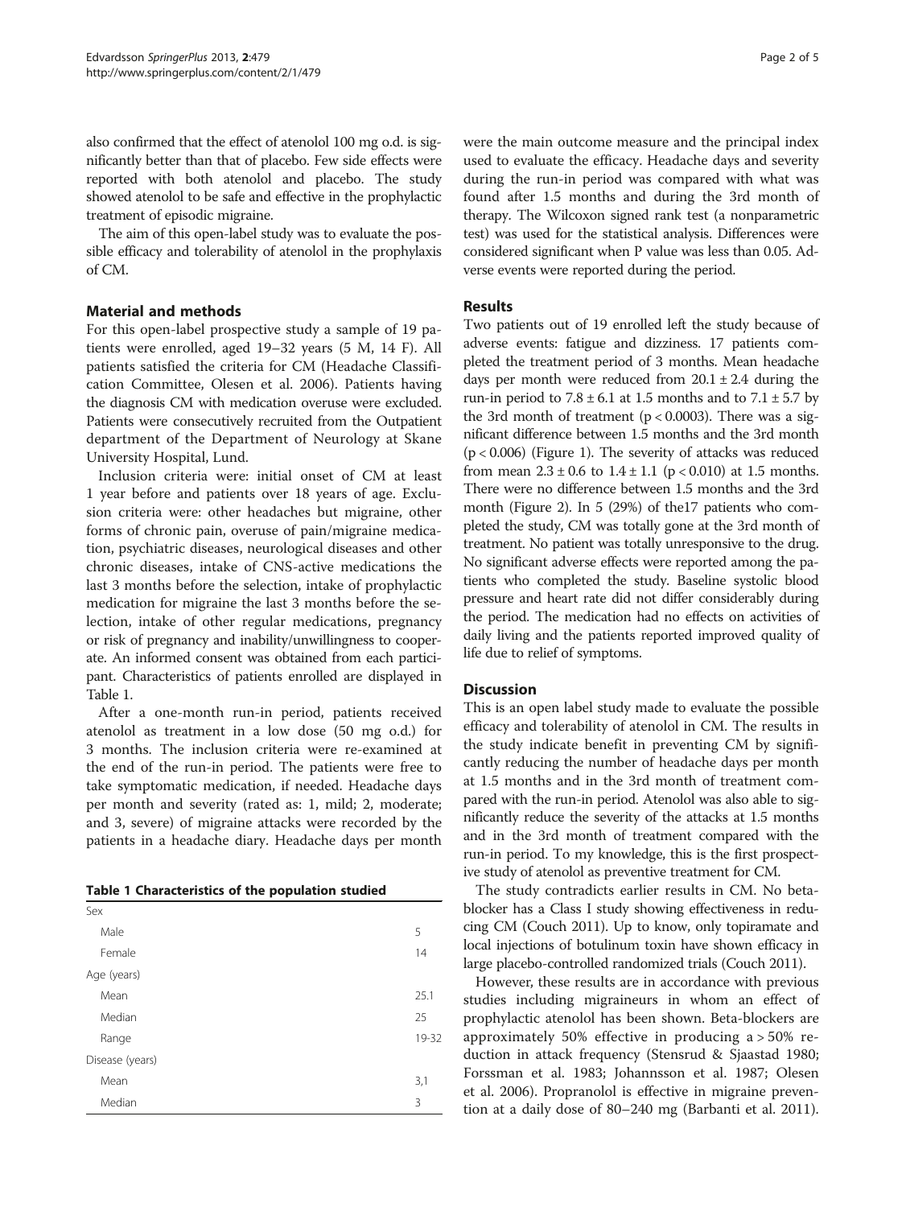also confirmed that the effect of atenolol 100 mg o.d. is significantly better than that of placebo. Few side effects were reported with both atenolol and placebo. The study showed atenolol to be safe and effective in the prophylactic treatment of episodic migraine.

The aim of this open-label study was to evaluate the possible efficacy and tolerability of atenolol in the prophylaxis of CM.

## Material and methods

For this open-label prospective study a sample of 19 patients were enrolled, aged 19–32 years (5 M, 14 F). All patients satisfied the criteria for CM (Headache Classification Committee, Olesen et al. 2006). Patients having the diagnosis CM with medication overuse were excluded. Patients were consecutively recruited from the Outpatient department of the Department of Neurology at Skane University Hospital, Lund.

Inclusion criteria were: initial onset of CM at least 1 year before and patients over 18 years of age. Exclusion criteria were: other headaches but migraine, other forms of chronic pain, overuse of pain/migraine medication, psychiatric diseases, neurological diseases and other chronic diseases, intake of CNS-active medications the last 3 months before the selection, intake of prophylactic medication for migraine the last 3 months before the selection, intake of other regular medications, pregnancy or risk of pregnancy and inability/unwillingness to cooperate. An informed consent was obtained from each participant. Characteristics of patients enrolled are displayed in Table 1.

After a one-month run-in period, patients received atenolol as treatment in a low dose (50 mg o.d.) for 3 months. The inclusion criteria were re-examined at the end of the run-in period. The patients were free to take symptomatic medication, if needed. Headache days per month and severity (rated as: 1, mild; 2, moderate; and 3, severe) of migraine attacks were recorded by the patients in a headache diary. Headache days per month were the main outcome measure and the principal index used to evaluate the efficacy. Headache days and severity during the run-in period was compared with what was found after 1.5 months and during the 3rd month of therapy. The Wilcoxon signed rank test (a nonparametric test) was used for the statistical analysis. Differences were considered significant when P value was less than 0.05. Adverse events were reported during the period.

**Table 1 Characteristics of the population studied**

| | |
|---|---|
| Sex | |
| Male | 5 |
| Female | 14 |
| Age (years) | |
| Mean | 25.1 |
| Median | 25 |
| Range | 19-32 |
| Disease (years) | |
| Mean | 3,1 |
| Median | 3 |

## Results

Two patients out of 19 enrolled left the study because of adverse events: fatigue and dizziness. 17 patients completed the treatment period of 3 months. Mean headache days per month were reduced from $20.1 \pm 2.4$ during the run-in period to $7.8 \pm 6.1$ at 1.5 months and to $7.1 \pm 5.7$ by the 3rd month of treatment ($p < 0.0003$). There was a significant difference between 1.5 months and the 3rd month ($p < 0.006$) (Figure 1). The severity of attacks was reduced from mean $2.3 \pm 0.6$ to $1.4 \pm 1.1$ ($p < 0.010$) at 1.5 months. There were no difference between 1.5 months and the 3rd month (Figure 2). In 5 (29%) of the17 patients who completed the study, CM was totally gone at the 3rd month of treatment. No patient was totally unresponsive to the drug. No significant adverse effects were reported among the patients who completed the study. Baseline systolic blood pressure and heart rate did not differ considerably during the period. The medication had no effects on activities of daily living and the patients reported improved quality of life due to relief of symptoms.

## Discussion

This is an open label study made to evaluate the possible efficacy and tolerability of atenolol in CM. The results in the study indicate benefit in preventing CM by significantly reducing the number of headache days per month at 1.5 months and in the 3rd month of treatment compared with the run-in period. Atenolol was also able to significantly reduce the severity of the attacks at 1.5 months and in the 3rd month of treatment compared with the run-in period. To my knowledge, this is the first prospective study of atenolol as preventive treatment for CM.

The study contradicts earlier results in CM. No beta-blocker has a Class I study showing effectiveness in reducing CM (Couch 2011). Up to know, only topiramate and local injections of botulinum toxin have shown efficacy in large placebo-controlled randomized trials (Couch 2011).

However, these results are in accordance with previous studies including migraineurs in whom an effect of prophylactic atenolol has been shown. Beta-blockers are approximately 50% effective in producing a > 50% reduction in attack frequency (Stensrud & Sjaastad 1980; Forssman et al. 1983; Johannsson et al. 1987; Olesen et al. 2006). Propranolol is effective in migraine prevention at a daily dose of 80–240 mg (Barbanti et al. 2011).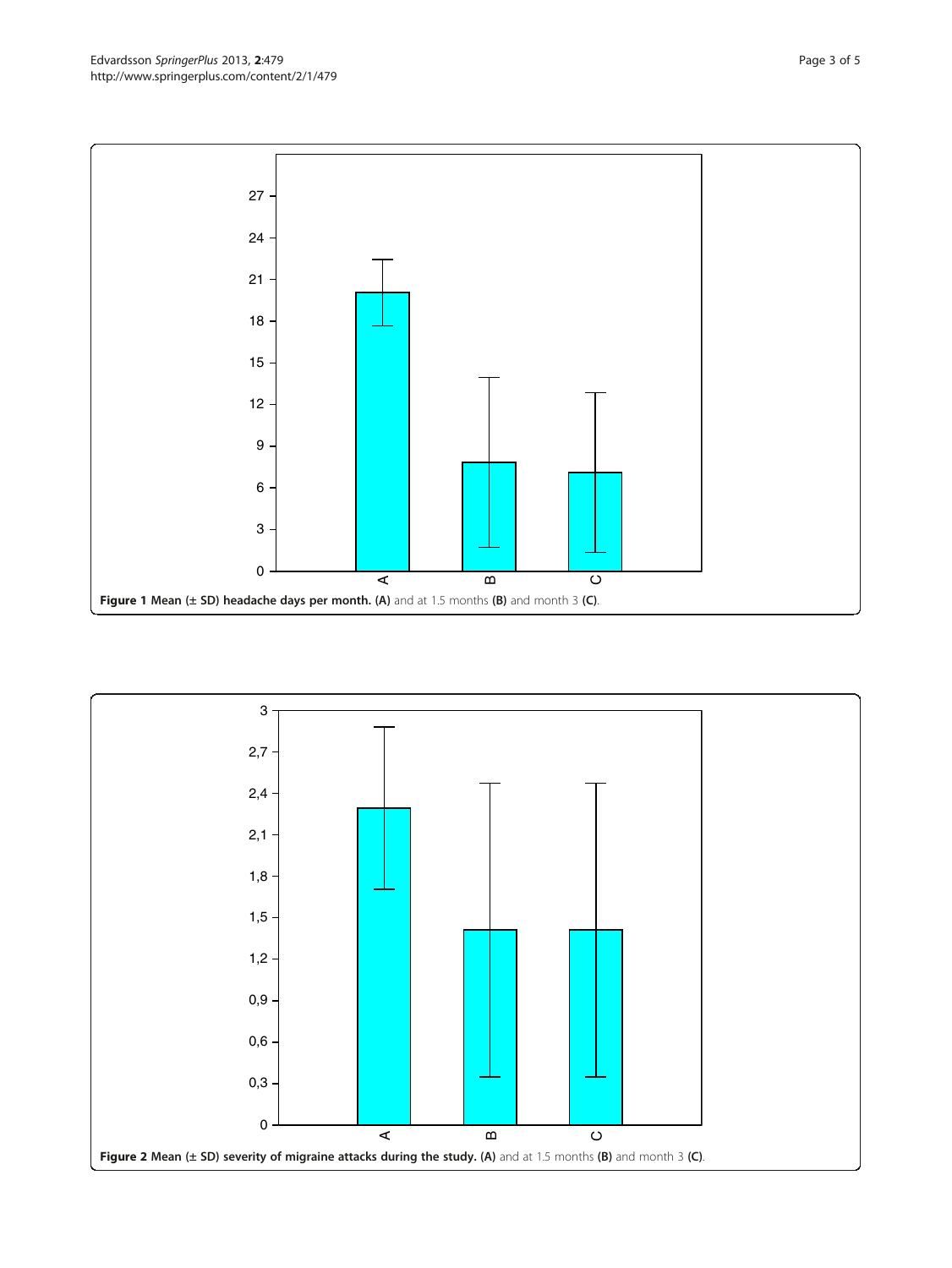**Figure 1 Mean (± SD) headache days per month. (A)** and at 1.5 months **(B)** and month 3 **(C)**.

**Figure 2 Mean (± SD) severity of migraine attacks during the study. (A)** and at 1.5 months **(B)** and month 3 **(C)**.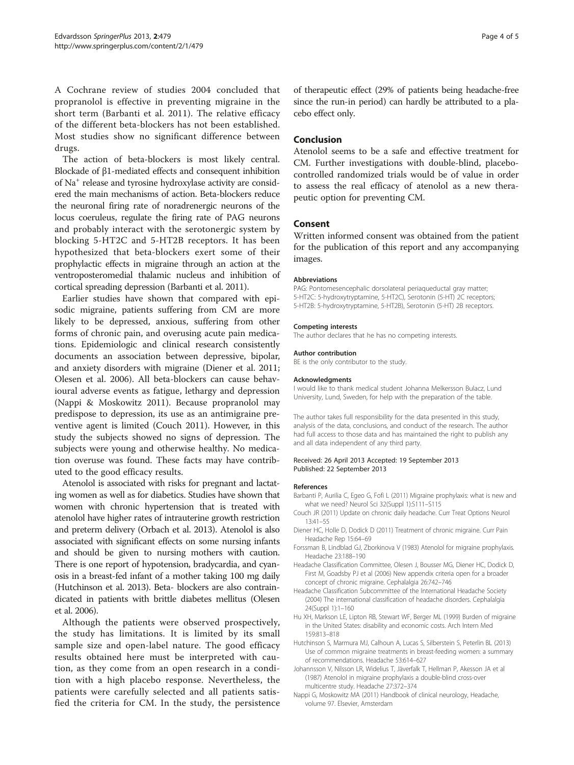A Cochrane review of studies 2004 concluded that propranolol is effective in preventing migraine in the short term (Barbanti et al. 2011). The relative efficacy of the different beta-blockers has not been established. Most studies show no significant difference between drugs.

The action of beta-blockers is most likely central. Blockade of β1-mediated effects and consequent inhibition of $Na^+$ release and tyrosine hydroxylase activity are considered the main mechanisms of action. Beta-blockers reduce the neuronal firing rate of noradrenergic neurons of the locus coeruleus, regulate the firing rate of PAG neurons and probably interact with the serotonergic system by blocking 5-HT2C and 5-HT2B receptors. It has been hypothesized that beta-blockers exert some of their prophylactic effects in migraine through an action at the ventroposteromedial thalamic nucleus and inhibition of cortical spreading depression (Barbanti et al. 2011).

Earlier studies have shown that compared with episodic migraine, patients suffering from CM are more likely to be depressed, anxious, suffering from other forms of chronic pain, and overusing acute pain medications. Epidemiologic and clinical research consistently documents an association between depressive, bipolar, and anxiety disorders with migraine (Diener et al. 2011; Olesen et al. 2006). All beta-blockers can cause behavioural adverse events as fatigue, lethargy and depression (Nappi & Moskowitz 2011). Because propranolol may predispose to depression, its use as an antimigraine preventive agent is limited (Couch 2011). However, in this study the subjects showed no signs of depression. The subjects were young and otherwise healthy. No medication overuse was found. These facts may have contributed to the good efficacy results.

Atenolol is associated with risks for pregnant and lactating women as well as for diabetics. Studies have shown that women with chronic hypertension that is treated with atenolol have higher rates of intrauterine growth restriction and preterm delivery (Orbach et al. 2013). Atenolol is also associated with significant effects on some nursing infants and should be given to nursing mothers with caution. There is one report of hypotension, bradycardia, and cyanosis in a breast-fed infant of a mother taking 100 mg daily (Hutchinson et al. 2013). Beta- blockers are also contraindicated in patients with brittle diabetes mellitus (Olesen et al. 2006).

Although the patients were observed prospectively, the study has limitations. It is limited by its small sample size and open-label nature. The good efficacy results obtained here must be interpreted with caution, as they come from an open research in a condition with a high placebo response. Nevertheless, the patients were carefully selected and all patients satisfied the criteria for CM. In the study, the persistence of therapeutic effect (29% of patients being headache-free since the run-in period) can hardly be attributed to a placebo effect only.

## Conclusion

Atenolol seems to be a safe and effective treatment for CM. Further investigations with double-blind, placebo-controlled randomized trials would be of value in order to assess the real efficacy of atenolol as a new therapeutic option for preventing CM.

## Consent

Written informed consent was obtained from the patient for the publication of this report and any accompanying images.

#### Abbreviations

PAG: Pontomesencephalic dorsolateral periaqueductal gray matter; 5-HT2C: 5-hydroxytryptamine, 5-HT2C), Serotonin (5-HT) 2C receptors; 5-HT2B: 5-hydroxytryptamine, 5-HT2B), Serotonin (5-HT) 2B receptors.

#### Competing interests

The author declares that he has no competing interests.

#### Author contribution

BE is the only contributor to the study.

#### Acknowledgments

I would like to thank medical student Johanna Melkersson Bulacz, Lund University, Lund, Sweden, for help with the preparation of the table.

The author takes full responsibility for the data presented in this study, analysis of the data, conclusions, and conduct of the research. The author had full access to those data and has maintained the right to publish any and all data independent of any third party.

Received: 26 April 2013 Accepted: 19 September 2013
Published: 22 September 2013

#### References

- Barbanti P, Aurilia C, Egeo G, Fofi L (2011) Migraine prophylaxis: what is new and what we need? Neurol Sci 32(Suppl 1):S111–S115
- Couch JR (2011) Update on chronic daily headache. Curr Treat Options Neurol 13:41–55
- Diener HC, Holle D, Dodick D (2011) Treatment of chronic migraine. Curr Pain Headache Rep 15:64–69
- Forssman B, Lindblad GJ, Zborkinova V (1983) Atenolol for migraine prophylaxis. Headache 23:188–190
- Headache Classification Committee, Olesen J, Bousser MG, Diener HC, Dodick D, First M, Goadsby PJ et al (2006) New appendix criteria open for a broader concept of chronic migraine. Cephalalgia 26:742–746
- Headache Classification Subcommittee of the International Headache Society (2004) The international classification of headache disorders. Cephalalgia 24(Suppl 1):1–160
- Hu XH, Markson LE, Lipton RB, Stewart WF, Berger ML (1999) Burden of migraine in the United States: disability and economic costs. Arch Intern Med 159:813–818
- Hutchinson S, Marmura MJ, Calhoun A, Lucas S, Silberstein S, Peterlin BL (2013) Use of common migraine treatments in breast-feeding women: a summary of recommendations. Headache 53:614–627
- Johannsson V, Nilsson LR, Widelius T, Jäverfalk T, Hellman P, Akesson JA et al (1987) Atenolol in migraine prophylaxis a double-blind cross-over multicentre study. Headache 27:372–374
- Nappi G, Moskowitz MA (2011) Handbook of clinical neurology, Headache, volume 97. Elsevier, Amsterdam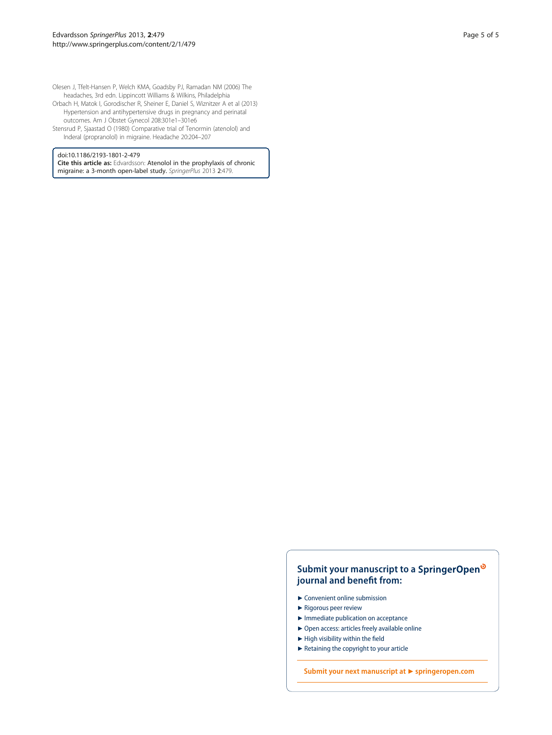Olesen J, Tfelt-Hansen P, Welch KMA, Goadsby PJ, Ramadan NM (2006) The headaches, 3rd edn. Lippincott Williams & Wilkins, Philadelphia

Orbach H, Matok I, Gorodischer R, Sheiner E, Daniel S, Wiznitzer A et al (2013) Hypertension and antihypertensive drugs in pregnancy and perinatal outcomes. Am J Obstet Gynecol 208:301e1–301e6

Stensrud P, Sjaastad O (1980) Comparative trial of Tenormin (atenolol) and Inderal (propranolol) in migraine. Headache 20:204–207

doi:10.1186/2193-1801-2-479

**Cite this article as:** Edvardsson: Atenolol in the prophylaxis of chronic migraine: a 3-month open-label study. *SpringerPlus* 2013 **2**:479.

**Submit your manuscript to a SpringerOpen journal and benefit from:**

- ► Convenient online submission
- ► Rigorous peer review
- ► Immediate publication on acceptance
- ► Open access: articles freely available online
- ► High visibility within the field
- ► Retaining the copyright to your article

**Submit your next manuscript at ► springeropen.com**